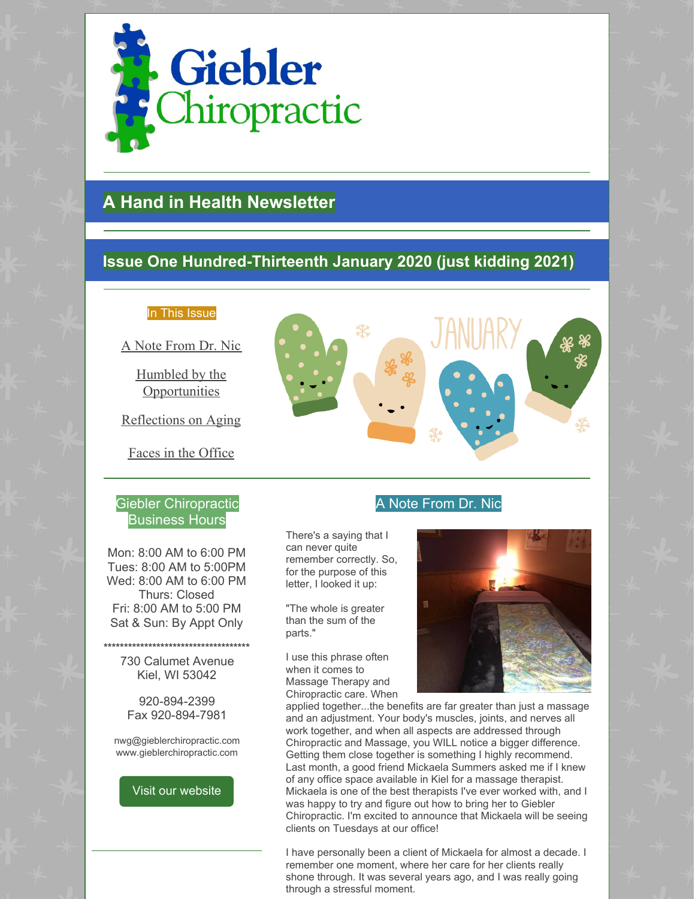# Giebler Chiropractic

## A Hand in Health Newsletter

## Issue One Hundred-Thirteenth January 2020 (just kidding 2021)

In This Issue

- A Note From Dr. Nic
- Humbled by the Opportunities
- Reflections on Aging
- Faces in the Office

### Giebler Chiropractic Business Hours

Mon: 8:00 AM to 6:00 PM
Tues: 8:00 AM to 5:00PM
Wed: 8:00 AM to 6:00 PM
Thurs: Closed
Fri: 8:00 AM to 5:00 PM
Sat & Sun: By Appt Only

*************************************

730 Calumet Avenue
Kiel, WI 53042

920-894-2399
Fax 920-894-7981

nwg@gieblerchiropractic.com
www.gieblerchiropractic.com

Visit our website

### A Note From Dr. Nic

There's a saying that I can never quite remember correctly. So, for the purpose of this letter, I looked it up:

"The whole is greater than the sum of the parts."

I use this phrase often when it comes to Massage Therapy and Chiropractic care. When applied together...the benefits are far greater than just a massage and an adjustment. Your body's muscles, joints, and nerves all work together, and when all aspects are addressed through Chiropractic and Massage, you WILL notice a bigger difference. Getting them close together is something I highly recommend. Last month, a good friend Mickaela Summers asked me if I knew of any office space available in Kiel for a massage therapist. Mickaela is one of the best therapists I've ever worked with, and I was happy to try and figure out how to bring her to Giebler Chiropractic. I'm excited to announce that Mickaela will be seeing clients on Tuesdays at our office!

I have personally been a client of Mickaela for almost a decade. I remember one moment, where her care for her clients really shone through. It was several years ago, and I was really going through a stressful moment.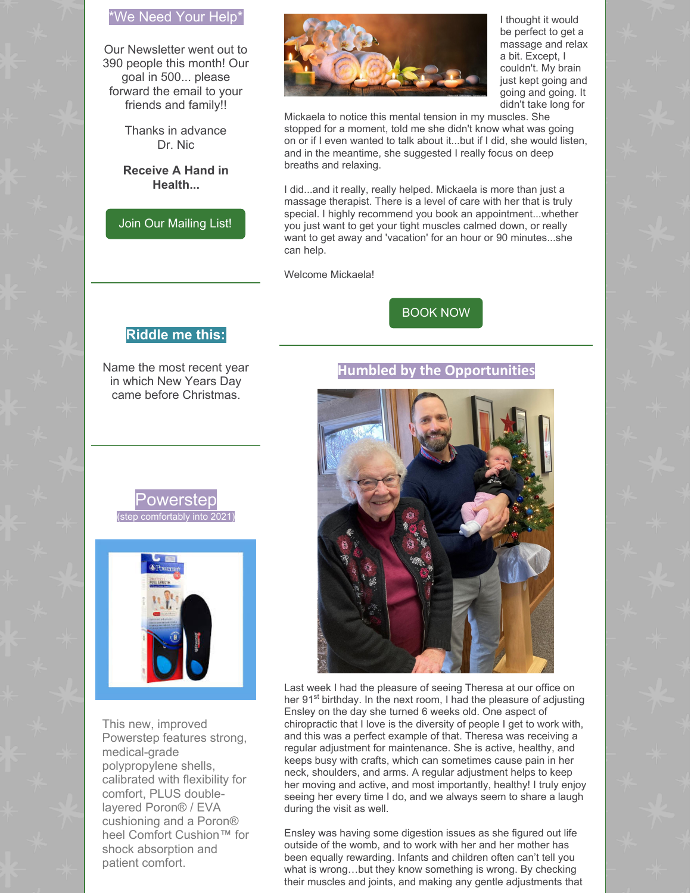## *We Need Your Help*

Our Newsletter went out to 390 people this month! Our goal in 500... please forward the email to your friends and family!!

Thanks in advance
Dr. Nic

**Receive A Hand in Health...**

Join Our Mailing List!

## Riddle me this:

Name the most recent year in which New Years Day came before Christmas.

## Powerstep

(step comfortably into 2021)

This new, improved Powerstep features strong, medical-grade polypropylene shells, calibrated with flexibility for comfort, PLUS double-layered Poron® / EVA cushioning and a Poron® heel Comfort Cushion™ for shock absorption and patient comfort.

I thought it would be perfect to get a massage and relax a bit. Except, I couldn't. My brain just kept going and going and going. It didn't take long for Mickaela to notice this mental tension in my muscles. She stopped for a moment, told me she didn't know what was going on or if I even wanted to talk about it...but if I did, she would listen, and in the meantime, she suggested I really focus on deep breaths and relaxing.

I did...and it really, really helped. Mickaela is more than just a massage therapist. There is a level of care with her that is truly special. I highly recommend you book an appointment...whether you just want to get your tight muscles calmed down, or really want to get away and 'vacation' for an hour or 90 minutes...she can help.

Welcome Mickaela!

BOOK NOW

## Humbled by the Opportunities

Last week I had the pleasure of seeing Theresa at our office on her 91st birthday. In the next room, I had the pleasure of adjusting Ensley on the day she turned 6 weeks old. One aspect of chiropractic that I love is the diversity of people I get to work with, and this was a perfect example of that. Theresa was receiving a regular adjustment for maintenance. She is active, healthy, and keeps busy with crafts, which can sometimes cause pain in her neck, shoulders, and arms. A regular adjustment helps to keep her moving and active, and most importantly, healthy! I truly enjoy seeing her every time I do, and we always seem to share a laugh during the visit as well.

Ensley was having some digestion issues as she figured out life outside of the womb, and to work with her and her mother has been equally rewarding. Infants and children often can't tell you what is wrong…but they know something is wrong. By checking their muscles and joints, and making any gentle adjustments that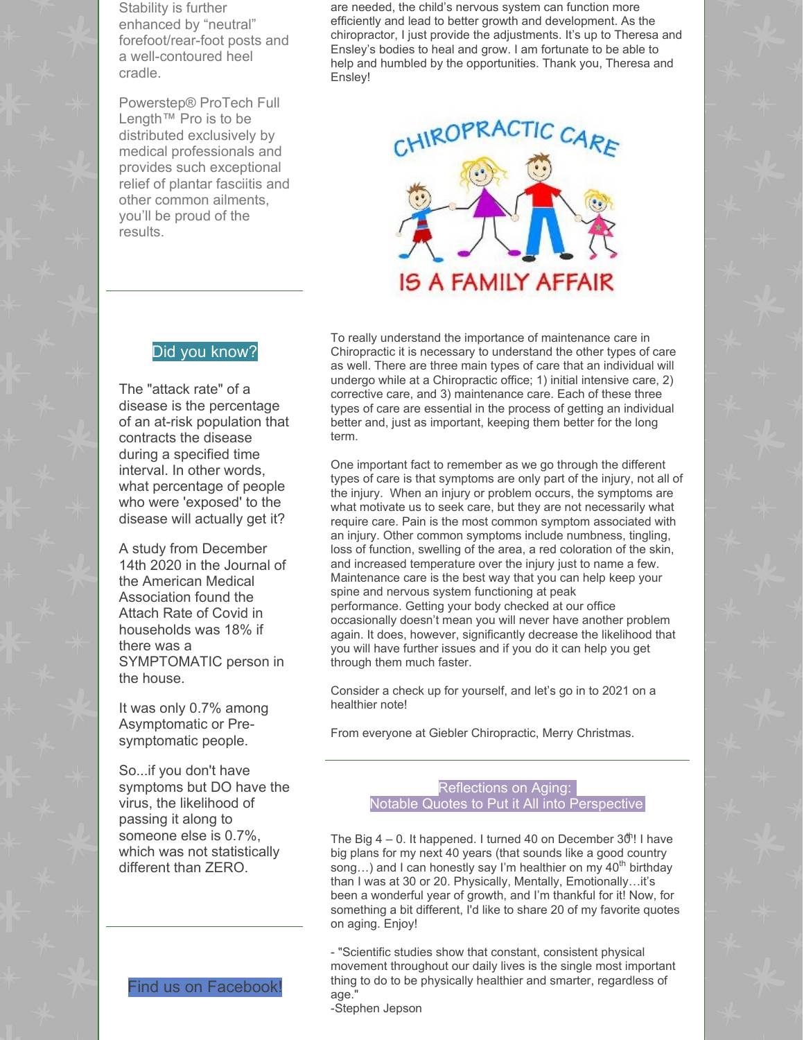Stability is further enhanced by "neutral" forefoot/rear-foot posts and a well-contoured heel cradle.

Powerstep® ProTech Full Length™ Pro is to be distributed exclusively by medical professionals and provides such exceptional relief of plantar fasciitis and other common ailments, you'll be proud of the results.

## Did you know?

The "attack rate" of a disease is the percentage of an at-risk population that contracts the disease during a specified time interval. In other words, what percentage of people who were 'exposed' to the disease will actually get it?

A study from December 14th 2020 in the Journal of the American Medical Association found the Attach Rate of Covid in households was 18% if there was a SYMPTOMATIC person in the house.

It was only 0.7% among Asymptomatic or Pre-symptomatic people.

So...if you don't have symptoms but DO have the virus, the likelihood of passing it along to someone else is 0.7%, which was not statistically different than ZERO.

Find us on Facebook!

are needed, the child's nervous system can function more efficiently and lead to better growth and development. As the chiropractor, I just provide the adjustments. It's up to Theresa and Ensley's bodies to heal and grow. I am fortunate to be able to help and humbled by the opportunities. Thank you, Theresa and Ensley!

CHIROPRACTIC CARE IS A FAMILY AFFAIR

To really understand the importance of maintenance care in Chiropractic it is necessary to understand the other types of care as well. There are three main types of care that an individual will undergo while at a Chiropractic office; 1) initial intensive care, 2) corrective care, and 3) maintenance care. Each of these three types of care are essential in the process of getting an individual better and, just as important, keeping them better for the long term.

One important fact to remember as we go through the different types of care is that symptoms are only part of the injury, not all of the injury. When an injury or problem occurs, the symptoms are what motivate us to seek care, but they are not necessarily what require care. Pain is the most common symptom associated with an injury. Other common symptoms include numbness, tingling, loss of function, swelling of the area, a red coloration of the skin, and increased temperature over the injury just to name a few. Maintenance care is the best way that you can help keep your spine and nervous system functioning at peak performance. Getting your body checked at our office occasionally doesn't mean you will never have another problem again. It does, however, significantly decrease the likelihood that you will have further issues and if you do it can help you get through them much faster.

Consider a check up for yourself, and let's go in to 2021 on a healthier note!

From everyone at Giebler Chiropractic, Merry Christmas.

## Reflections on Aging: Notable Quotes to Put it All into Perspective

The Big 4 – 0. It happened. I turned 40 on December 30th! I have big plans for my next 40 years (that sounds like a good country song…) and I can honestly say I'm healthier on my 40th birthday than I was at 30 or 20. Physically, Mentally, Emotionally…it's been a wonderful year of growth, and I'm thankful for it! Now, for something a bit different, I'd like to share 20 of my favorite quotes on aging. Enjoy!

- "Scientific studies show that constant, consistent physical movement throughout our daily lives is the single most important thing to do to be physically healthier and smarter, regardless of age."
-Stephen Jepson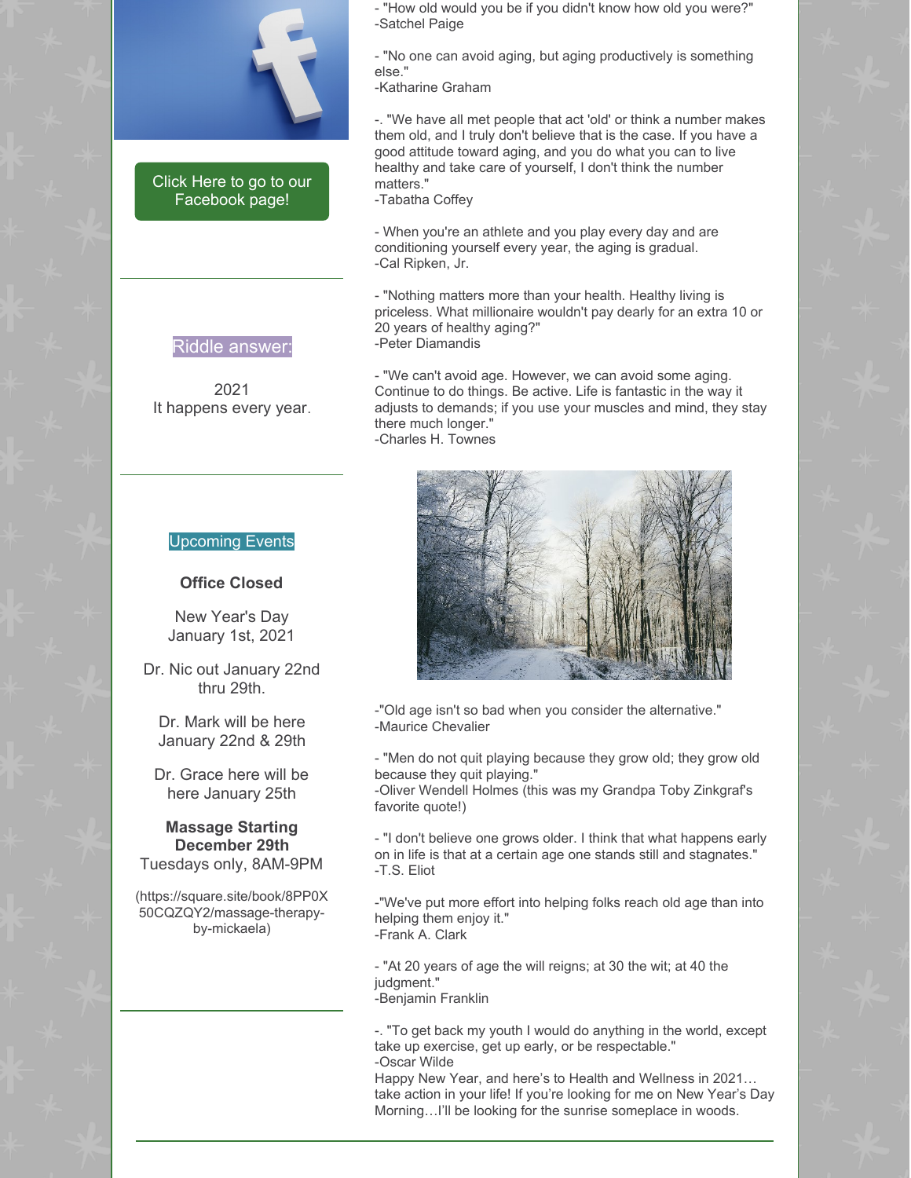Click Here to go to our Facebook page!

Riddle answer:

2021
It happens every year.

Upcoming Events

**Office Closed**

New Year's Day
January 1st, 2021

Dr. Nic out January 22nd thru 29th.

Dr. Mark will be here January 22nd & 29th

Dr. Grace here will be here January 25th

**Massage Starting December 29th**
Tuesdays only, 8AM-9PM

(https://square.site/book/8PP0X50CQZQY2/massage-therapy-by-mickaela)

- "How old would you be if you didn't know how old you were?"
-Satchel Paige

- "No one can avoid aging, but aging productively is something else."
-Katharine Graham

-. "We have all met people that act 'old' or think a number makes them old, and I truly don't believe that is the case. If you have a good attitude toward aging, and you do what you can to live healthy and take care of yourself, I don't think the number matters."
-Tabatha Coffey

- When you're an athlete and you play every day and are conditioning yourself every year, the aging is gradual.
-Cal Ripken, Jr.

- "Nothing matters more than your health. Healthy living is priceless. What millionaire wouldn't pay dearly for an extra 10 or 20 years of healthy aging?"
-Peter Diamandis

- "We can't avoid age. However, we can avoid some aging. Continue to do things. Be active. Life is fantastic in the way it adjusts to demands; if you use your muscles and mind, they stay there much longer."
-Charles H. Townes

-"Old age isn't so bad when you consider the alternative."
-Maurice Chevalier

- "Men do not quit playing because they grow old; they grow old because they quit playing."
-Oliver Wendell Holmes (this was my Grandpa Toby Zinkgraf's favorite quote!)

- "I don't believe one grows older. I think that what happens early on in life is that at a certain age one stands still and stagnates."
-T.S. Eliot

-"We've put more effort into helping folks reach old age than into helping them enjoy it."
-Frank A. Clark

- "At 20 years of age the will reigns; at 30 the wit; at 40 the judgment."
-Benjamin Franklin

-. "To get back my youth I would do anything in the world, except take up exercise, get up early, or be respectable."
-Oscar Wilde

Happy New Year, and here's to Health and Wellness in 2021… take action in your life! If you're looking for me on New Year's Day Morning…I'll be looking for the sunrise someplace in woods.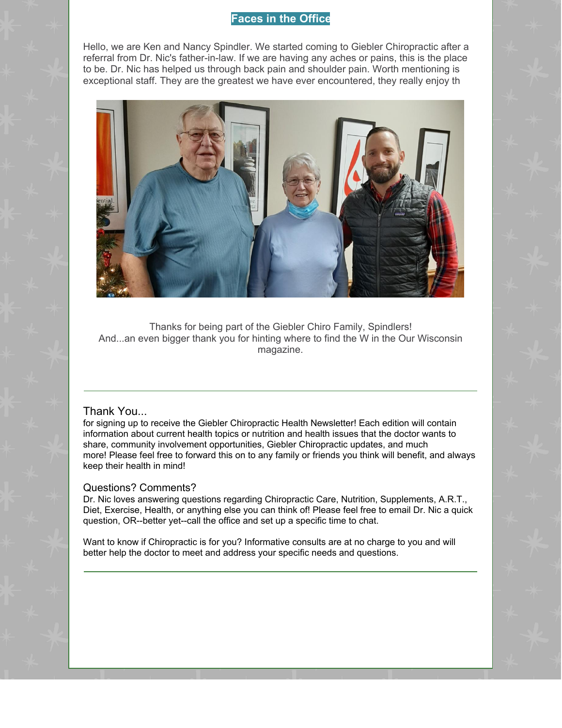## Faces in the Office

Hello, we are Ken and Nancy Spindler. We started coming to Giebler Chiropractic after a referral from Dr. Nic's father-in-law. If we are having any aches or pains, this is the place to be. Dr. Nic has helped us through back pain and shoulder pain. Worth mentioning is exceptional staff. They are the greatest we have ever encountered, they really enjoy th

Thanks for being part of the Giebler Chiro Family, Spindlers!
And...an even bigger thank you for hinting where to find the W in the Our Wisconsin magazine.

---

### Thank You...

for signing up to receive the Giebler Chiropractic Health Newsletter! Each edition will contain information about current health topics or nutrition and health issues that the doctor wants to share, community involvement opportunities, Giebler Chiropractic updates, and much more! Please feel free to forward this on to any family or friends you think will benefit, and always keep their health in mind!

### Questions? Comments?

Dr. Nic loves answering questions regarding Chiropractic Care, Nutrition, Supplements, A.R.T., Diet, Exercise, Health, or anything else you can think of! Please feel free to email Dr. Nic a quick question, OR--better yet--call the office and set up a specific time to chat.

Want to know if Chiropractic is for you? Informative consults are at no charge to you and will better help the doctor to meet and address your specific needs and questions.